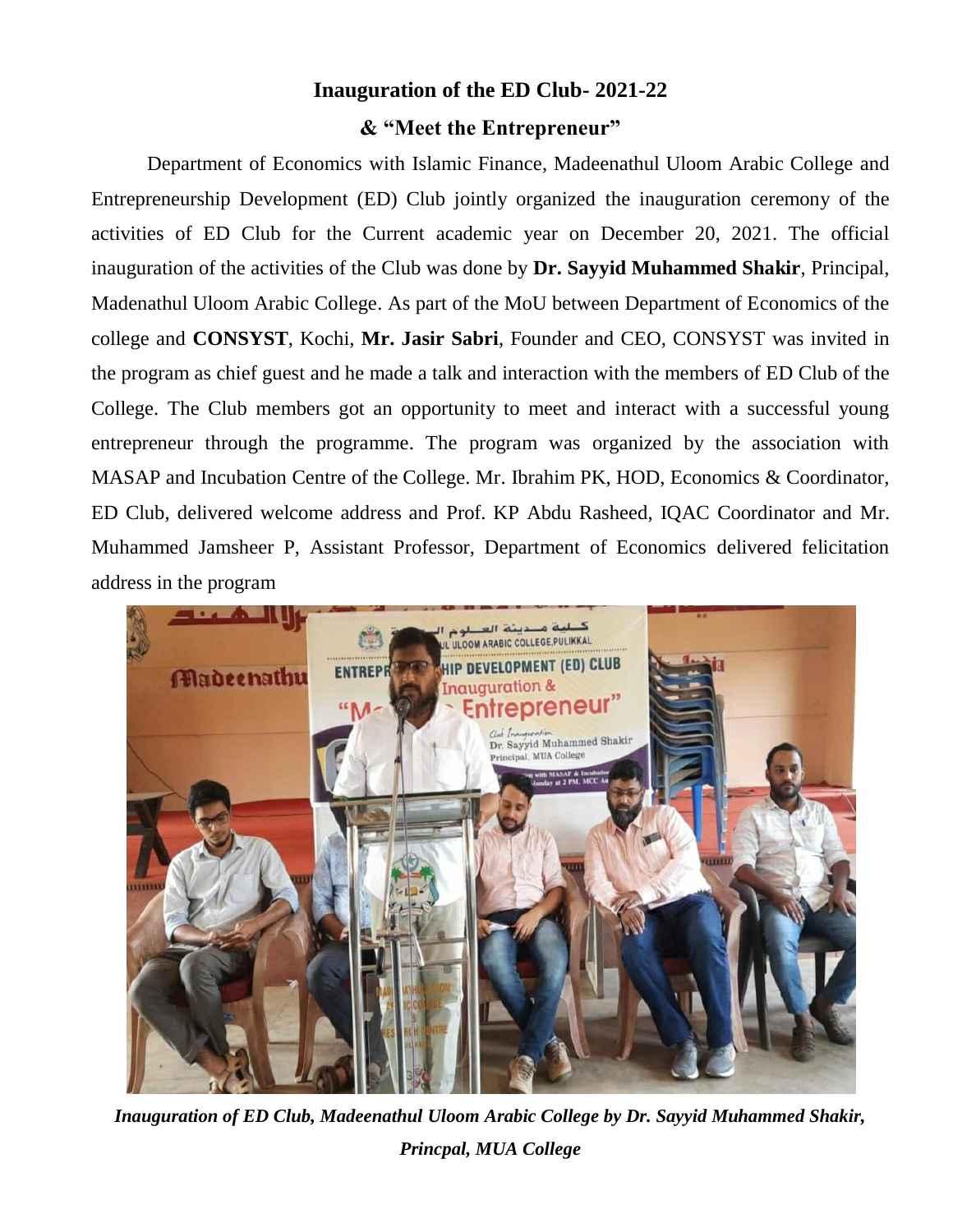# Inauguration of the ED Club- 2021-22

## & "Meet the Entrepreneur"

Department of Economics with Islamic Finance, Madeenathul Uloom Arabic College and Entrepreneurship Development (ED) Club jointly organized the inauguration ceremony of the activities of ED Club for the Current academic year on December 20, 2021. The official inauguration of the activities of the Club was done by **Dr. Sayyid Muhammed Shakir**, Principal, Madenathul Uloom Arabic College. As part of the MoU between Department of Economics of the college and **CONSYST**, Kochi, **Mr. Jasir Sabri**, Founder and CEO, CONSYST was invited in the program as chief guest and he made a talk and interaction with the members of ED Club of the College. The Club members got an opportunity to meet and interact with a successful young entrepreneur through the programme. The program was organized by the association with MASAP and Incubation Centre of the College. Mr. Ibrahim PK, HOD, Economics & Coordinator, ED Club, delivered welcome address and Prof. KP Abdu Rasheed, IQAC Coordinator and Mr. Muhammed Jamsheer P, Assistant Professor, Department of Economics delivered felicitation address in the program

*Inauguration of ED Club, Madeenathul Uloom Arabic College by Dr. Sayyid Muhammed Shakir, Princpal, MUA College*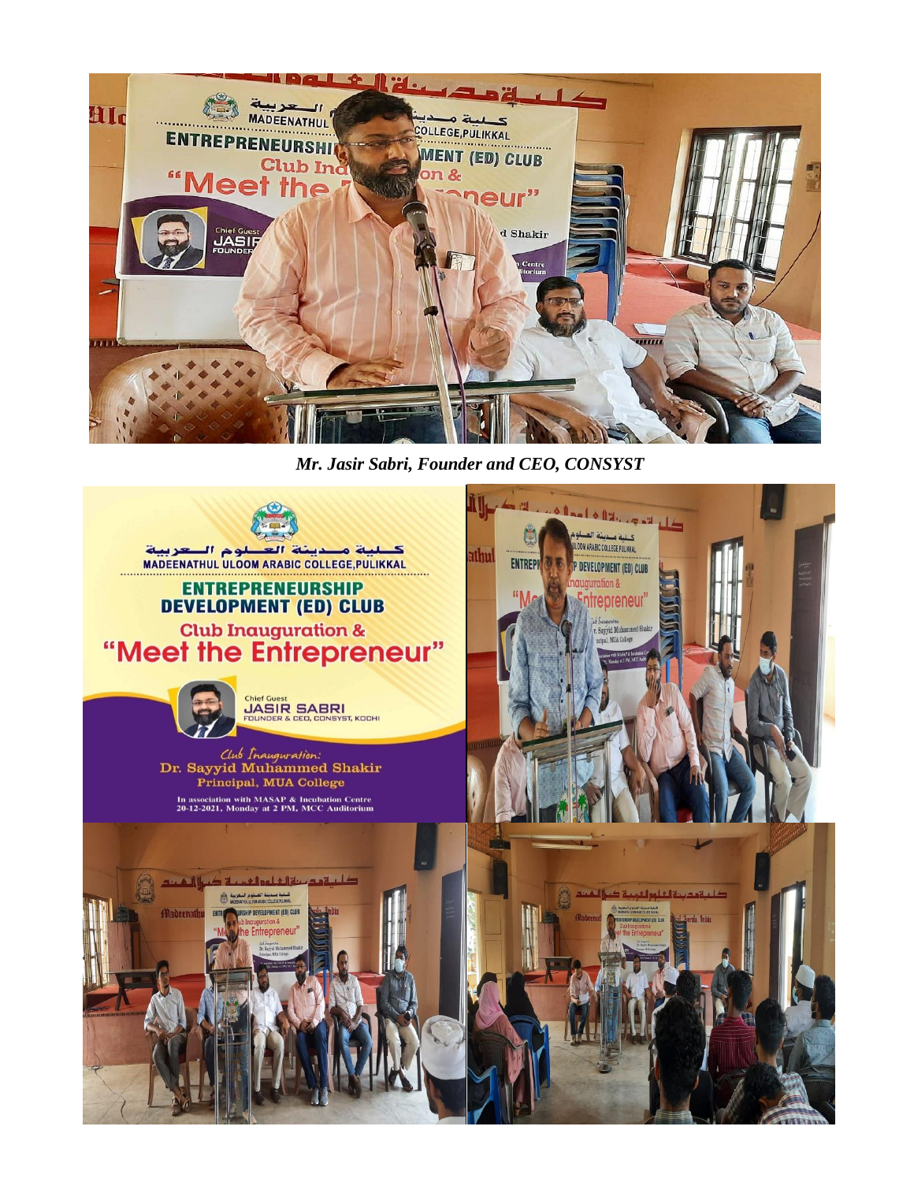*Mr. Jasir Sabri, Founder and CEO, CONSYST*

كـلـيـة مـديـنـة الـعـلـوم الـعـربـيـة
MADEENATHUL ULOOM ARABIC COLLEGE,PULIKKAL

ENTREPRENEURSHIP DEVELOPMENT (ED) CLUB

Club Inauguration &
"Meet the Entrepreneur"

Chief Guest
JASIR SABRI
FOUNDER & CEO, CONSYST, KOCHI

*Club Inauguration:*
Dr. Sayyid Muhammed Shakir
Principal, MUA College

In association with MASAP & Incubation Centre
20-12-2021, Monday at 2 PM, MCC Auditorium